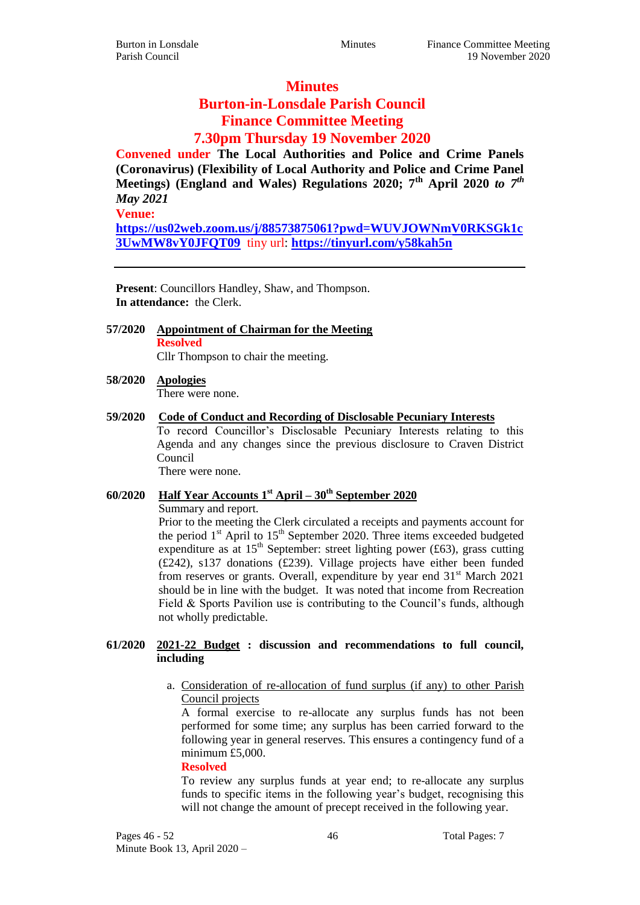# Minutes

# Burton-in-Lonsdale Parish Council

## Finance Committee Meeting

## 7.30pm Thursday 19 November 2020

**Convened under The Local Authorities and Police and Crime Panels (Coronavirus) (Flexibility of Local Authority and Police and Crime Panel Meetings) (England and Wales) Regulations 2020; 7th April 2020 *to 7th May 2021***

**Venue:**

**https://us02web.zoom.us/j/88573875061?pwd=WUVJOWNmV0RKSGk1c3UwMW8vY0JFQT09** tiny url: **https://tinyurl.com/y58kah5n**

---

**Present**: Councillors Handley, Shaw, and Thompson.
**In attendance:** the Clerk.

**57/2020 Appointment of Chairman for the Meeting**

**Resolved**

Cllr Thompson to chair the meeting.

**58/2020 Apologies**

There were none.

**59/2020 Code of Conduct and Recording of Disclosable Pecuniary Interests**

To record Councillor's Disclosable Pecuniary Interests relating to this Agenda and any changes since the previous disclosure to Craven District Council

There were none.

**60/2020 Half Year Accounts 1st April – 30th September 2020**

Summary and report.

Prior to the meeting the Clerk circulated a receipts and payments account for the period 1st April to 15th September 2020. Three items exceeded budgeted expenditure as at 15th September: street lighting power (£63), grass cutting (£242), s137 donations (£239). Village projects have either been funded from reserves or grants. Overall, expenditure by year end 31st March 2021 should be in line with the budget. It was noted that income from Recreation Field & Sports Pavilion use is contributing to the Council's funds, although not wholly predictable.

**61/2020 2021-22 Budget : discussion and recommendations to full council, including**

a. Consideration of re-allocation of fund surplus (if any) to other Parish Council projects

   A formal exercise to re-allocate any surplus funds has not been performed for some time; any surplus has been carried forward to the following year in general reserves. This ensures a contingency fund of a minimum £5,000.

   **Resolved**

   To review any surplus funds at year end; to re-allocate any surplus funds to specific items in the following year's budget, recognising this will not change the amount of precept received in the following year.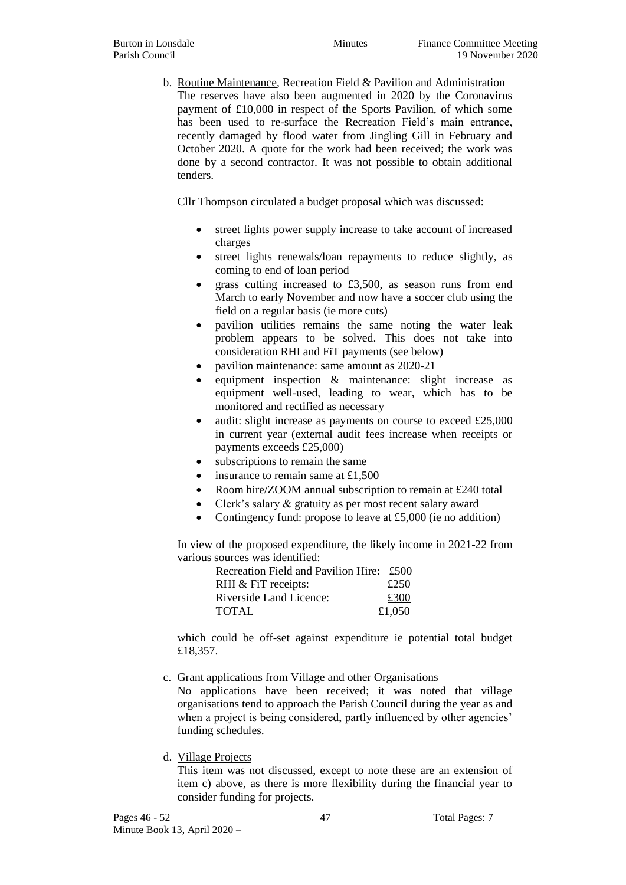b. <u>Routine Maintenance</u>, Recreation Field & Pavilion and Administration

The reserves have also been augmented in 2020 by the Coronavirus payment of £10,000 in respect of the Sports Pavilion, of which some has been used to re-surface the Recreation Field's main entrance, recently damaged by flood water from Jingling Gill in February and October 2020. A quote for the work had been received; the work was done by a second contractor. It was not possible to obtain additional tenders.

Cllr Thompson circulated a budget proposal which was discussed:

- street lights power supply increase to take account of increased charges
- street lights renewals/loan repayments to reduce slightly, as coming to end of loan period
- grass cutting increased to £3,500, as season runs from end March to early November and now have a soccer club using the field on a regular basis (ie more cuts)
- pavilion utilities remains the same noting the water leak problem appears to be solved. This does not take into consideration RHI and FiT payments (see below)
- pavilion maintenance: same amount as 2020-21
- equipment inspection & maintenance: slight increase as equipment well-used, leading to wear, which has to be monitored and rectified as necessary
- audit: slight increase as payments on course to exceed £25,000 in current year (external audit fees increase when receipts or payments exceeds £25,000)
- subscriptions to remain the same
- insurance to remain same at £1,500
- Room hire/ZOOM annual subscription to remain at £240 total
- Clerk's salary & gratuity as per most recent salary award
- Contingency fund: propose to leave at £5,000 (ie no addition)

In view of the proposed expenditure, the likely income in 2021-22 from various sources was identified:

| | |
|---|---|
| Recreation Field and Pavilion Hire: | £500 |
| RHI & FiT receipts: | £250 |
| Riverside Land Licence: | <u>£300</u> |
| TOTAL | £1,050 |

which could be off-set against expenditure ie potential total budget £18,357.

c. <u>Grant applications</u> from Village and other Organisations

No applications have been received; it was noted that village organisations tend to approach the Parish Council during the year as and when a project is being considered, partly influenced by other agencies' funding schedules.

d. <u>Village Projects</u>

This item was not discussed, except to note these are an extension of item c) above, as there is more flexibility during the financial year to consider funding for projects.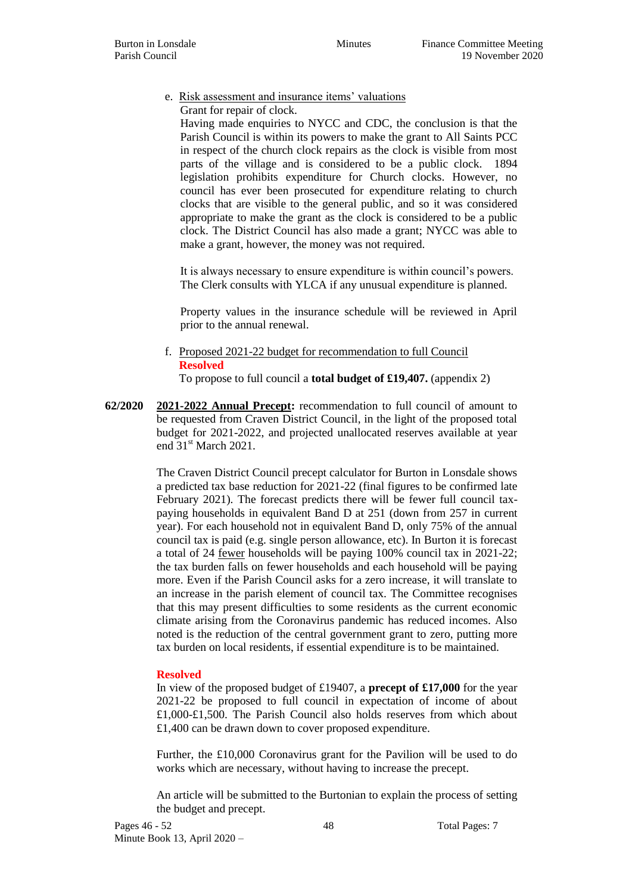e. Risk assessment and insurance items' valuations

Grant for repair of clock.

Having made enquiries to NYCC and CDC, the conclusion is that the Parish Council is within its powers to make the grant to All Saints PCC in respect of the church clock repairs as the clock is visible from most parts of the village and is considered to be a public clock. 1894 legislation prohibits expenditure for Church clocks. However, no council has ever been prosecuted for expenditure relating to church clocks that are visible to the general public, and so it was considered appropriate to make the grant as the clock is considered to be a public clock. The District Council has also made a grant; NYCC was able to make a grant, however, the money was not required.

It is always necessary to ensure expenditure is within council's powers. The Clerk consults with YLCA if any unusual expenditure is planned.

Property values in the insurance schedule will be reviewed in April prior to the annual renewal.

f. Proposed 2021-22 budget for recommendation to full Council

**Resolved**

To propose to full council a **total budget of £19,407.** (appendix 2)

**62/2020** **2021-2022 Annual Precept:** recommendation to full council of amount to be requested from Craven District Council, in the light of the proposed total budget for 2021-2022, and projected unallocated reserves available at year end 31st March 2021.

The Craven District Council precept calculator for Burton in Lonsdale shows a predicted tax base reduction for 2021-22 (final figures to be confirmed late February 2021). The forecast predicts there will be fewer full council tax-paying households in equivalent Band D at 251 (down from 257 in current year). For each household not in equivalent Band D, only 75% of the annual council tax is paid (e.g. single person allowance, etc). In Burton it is forecast a total of 24 fewer households will be paying 100% council tax in 2021-22; the tax burden falls on fewer households and each household will be paying more. Even if the Parish Council asks for a zero increase, it will translate to an increase in the parish element of council tax. The Committee recognises that this may present difficulties to some residents as the current economic climate arising from the Coronavirus pandemic has reduced incomes. Also noted is the reduction of the central government grant to zero, putting more tax burden on local residents, if essential expenditure is to be maintained.

**Resolved**

In view of the proposed budget of £19407, a **precept of £17,000** for the year 2021-22 be proposed to full council in expectation of income of about £1,000-£1,500. The Parish Council also holds reserves from which about £1,400 can be drawn down to cover proposed expenditure.

Further, the £10,000 Coronavirus grant for the Pavilion will be used to do works which are necessary, without having to increase the precept.

An article will be submitted to the Burtonian to explain the process of setting the budget and precept.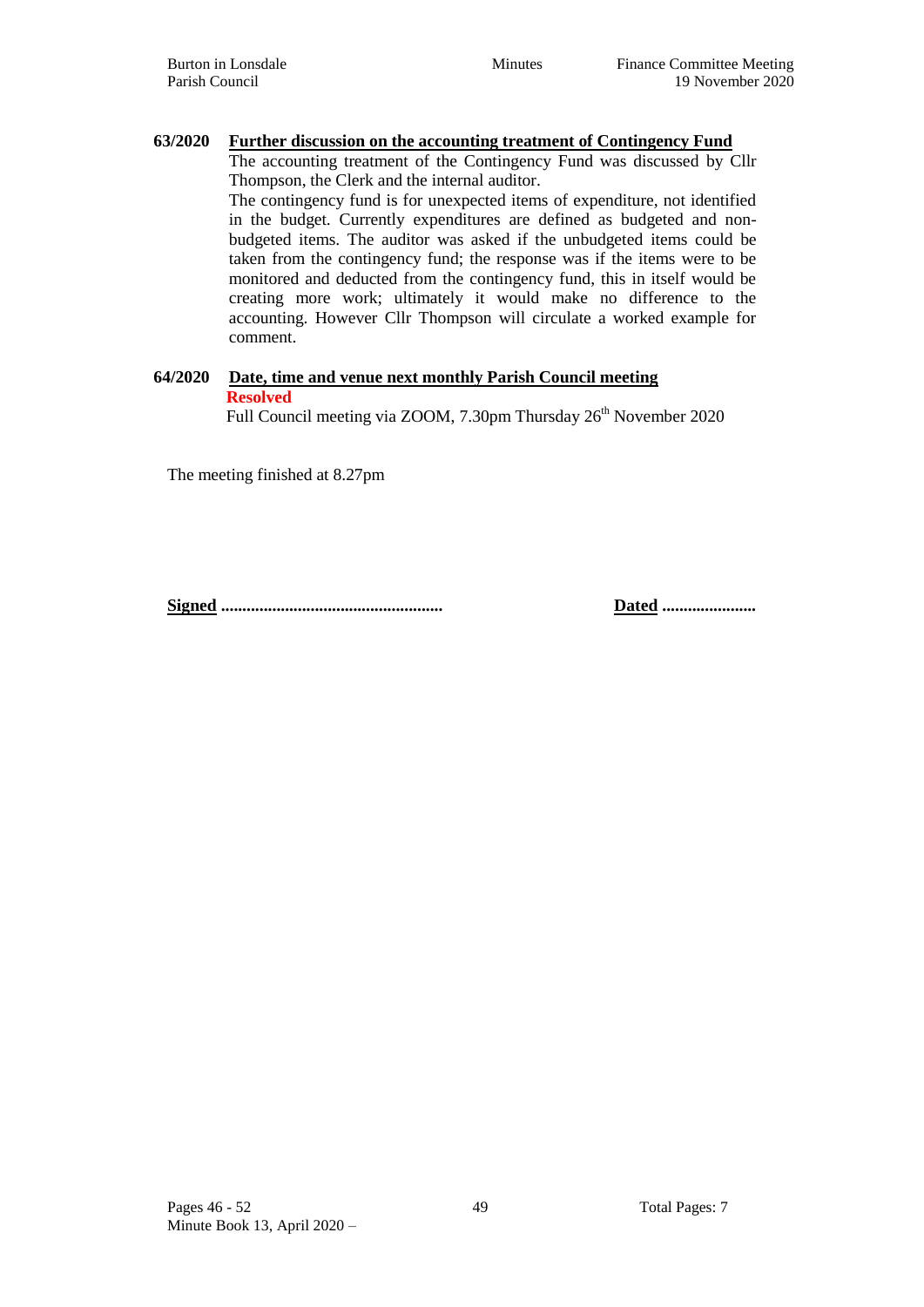**63/2020 Further discussion on the accounting treatment of Contingency Fund**

The accounting treatment of the Contingency Fund was discussed by Cllr Thompson, the Clerk and the internal auditor.

The contingency fund is for unexpected items of expenditure, not identified in the budget. Currently expenditures are defined as budgeted and non-budgeted items. The auditor was asked if the unbudgeted items could be taken from the contingency fund; the response was if the items were to be monitored and deducted from the contingency fund, this in itself would be creating more work; ultimately it would make no difference to the accounting. However Cllr Thompson will circulate a worked example for comment.

**64/2020 Date, time and venue next monthly Parish Council meeting**

**Resolved**

Full Council meeting via ZOOM, 7.30pm Thursday 26th November 2020

The meeting finished at 8.27pm

**Signed** ................................................... **Dated** ......................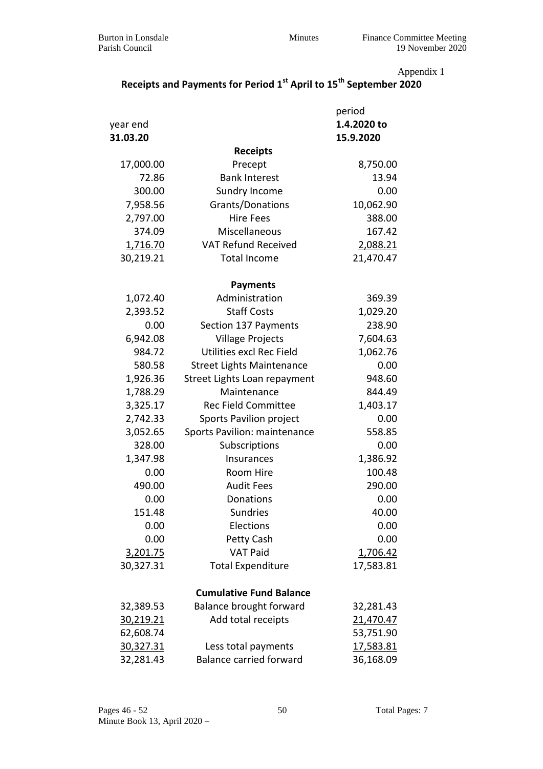Appendix 1

## Receipts and Payments for Period 1st April to 15th September 2020

| year end 31.03.20 | | period 1.4.2020 to 15.9.2020 |
|---|---|---|
| | **Receipts** | |
| 17,000.00 | Precept | 8,750.00 |
| 72.86 | Bank Interest | 13.94 |
| 300.00 | Sundry Income | 0.00 |
| 7,958.56 | Grants/Donations | 10,062.90 |
| 2,797.00 | Hire Fees | 388.00 |
| 374.09 | Miscellaneous | 167.42 |
| 1,716.70 | VAT Refund Received | 2,088.21 |
| 30,219.21 | Total Income | 21,470.47 |
| | **Payments** | |
| 1,072.40 | Administration | 369.39 |
| 2,393.52 | Staff Costs | 1,029.20 |
| 0.00 | Section 137 Payments | 238.90 |
| 6,942.08 | Village Projects | 7,604.63 |
| 984.72 | Utilities excl Rec Field | 1,062.76 |
| 580.58 | Street Lights Maintenance | 0.00 |
| 1,926.36 | Street Lights Loan repayment | 948.60 |
| 1,788.29 | Maintenance | 844.49 |
| 3,325.17 | Rec Field Committee | 1,403.17 |
| 2,742.33 | Sports Pavilion project | 0.00 |
| 3,052.65 | Sports Pavilion: maintenance | 558.85 |
| 328.00 | Subscriptions | 0.00 |
| 1,347.98 | Insurances | 1,386.92 |
| 0.00 | Room Hire | 100.48 |
| 490.00 | Audit Fees | 290.00 |
| 0.00 | Donations | 0.00 |
| 151.48 | Sundries | 40.00 |
| 0.00 | Elections | 0.00 |
| 0.00 | Petty Cash | 0.00 |
| 3,201.75 | VAT Paid | 1,706.42 |
| 30,327.31 | Total Expenditure | 17,583.81 |
| | **Cumulative Fund Balance** | |
| 32,389.53 | Balance brought forward | 32,281.43 |
| 30,219.21 | Add total receipts | 21,470.47 |
| 62,608.74 | | 53,751.90 |
| 30,327.31 | Less total payments | 17,583.81 |
| 32,281.43 | Balance carried forward | 36,168.09 |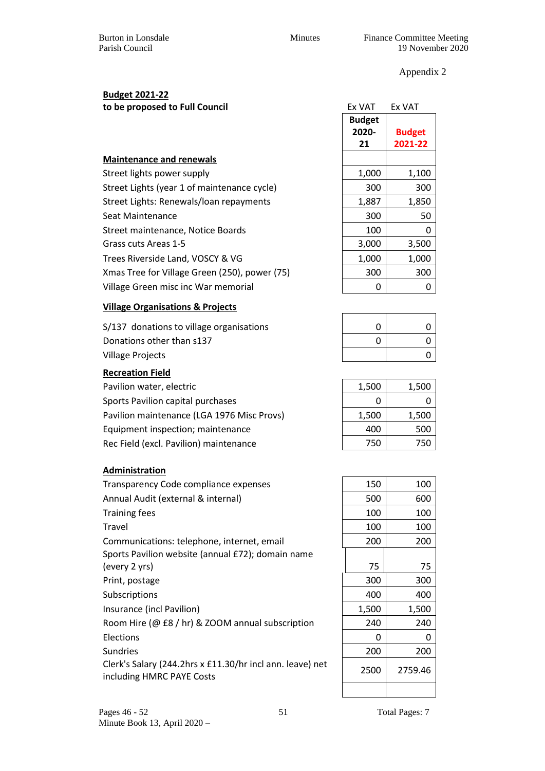Appendix 2

**Budget 2021-22**
**to be proposed to Full Council**

| | Ex VAT | Ex VAT |
|---|---|---|
| | **Budget 2020-21** | **Budget 2021-22** |
| **Maintenance and renewals** | | |
| Street lights power supply | 1,000 | 1,100 |
| Street Lights (year 1 of maintenance cycle) | 300 | 300 |
| Street Lights: Renewals/loan repayments | 1,887 | 1,850 |
| Seat Maintenance | 300 | 50 |
| Street maintenance, Notice Boards | 100 | 0 |
| Grass cuts Areas 1-5 | 3,000 | 3,500 |
| Trees Riverside Land, VOSCY & VG | 1,000 | 1,000 |
| Xmas Tree for Village Green (250), power (75) | 300 | 300 |
| Village Green misc inc War memorial | 0 | 0 |
| **Village Organisations & Projects** | | |
| S/137 donations to village organisations | 0 | 0 |
| Donations other than s137 | 0 | 0 |
| Village Projects | | 0 |
| **Recreation Field** | | |
| Pavilion water, electric | 1,500 | 1,500 |
| Sports Pavilion capital purchases | 0 | 0 |
| Pavilion maintenance (LGA 1976 Misc Provs) | 1,500 | 1,500 |
| Equipment inspection; maintenance | 400 | 500 |
| Rec Field (excl. Pavilion) maintenance | 750 | 750 |
| **Administration** | | |
| Transparency Code compliance expenses | 150 | 100 |
| Annual Audit (external & internal) | 500 | 600 |
| Training fees | 100 | 100 |
| Travel | 100 | 100 |
| Communications: telephone, internet, email | 200 | 200 |
| Sports Pavilion website (annual £72); domain name (every 2 yrs) | 75 | 75 |
| Print, postage | 300 | 300 |
| Subscriptions | 400 | 400 |
| Insurance (incl Pavilion) | 1,500 | 1,500 |
| Room Hire (@ £8 / hr) & ZOOM annual subscription | 240 | 240 |
| Elections | 0 | 0 |
| Sundries | 200 | 200 |
| Clerk's Salary (244.2hrs x £11.30/hr incl ann. leave) net including HMRC PAYE Costs | 2500 | 2759.46 |
| | | |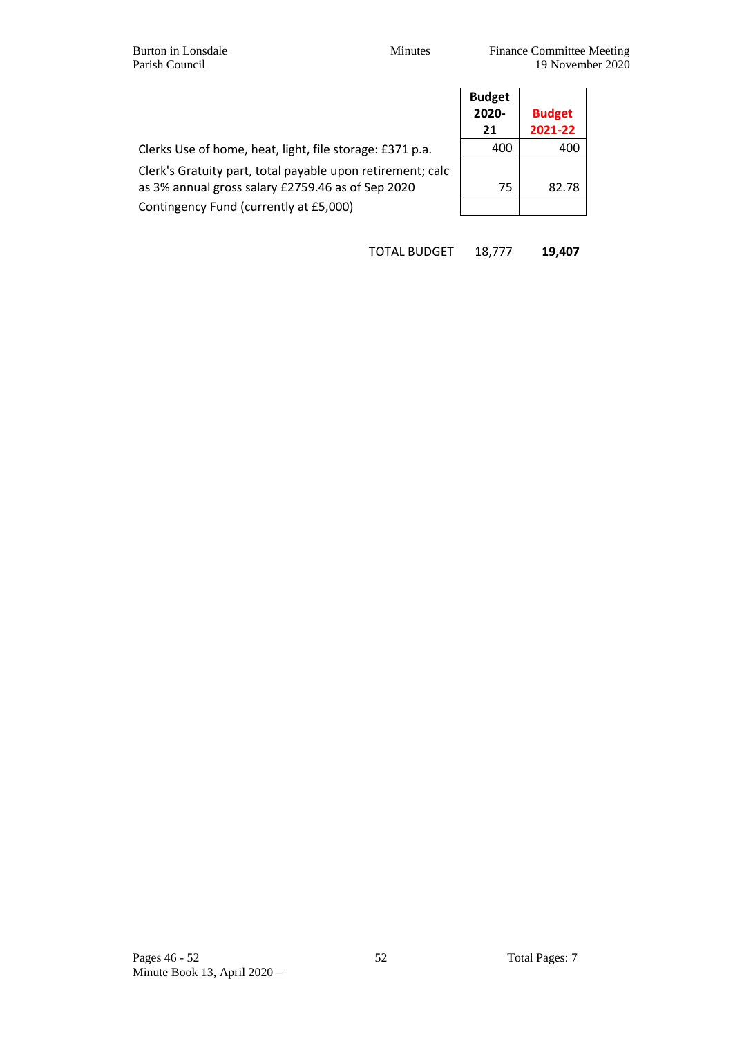| | Budget 2020-21 | **Budget 2021-22** |
|---|---|---|
| Clerks Use of home, heat, light, file storage: £371 p.a. | 400 | 400 |
| Clerk's Gratuity part, total payable upon retirement; calc as 3% annual gross salary £2759.46 as of Sep 2020 | 75 | 82.78 |
| Contingency Fund (currently at £5,000) | | |
| TOTAL BUDGET | 18,777 | **19,407** |